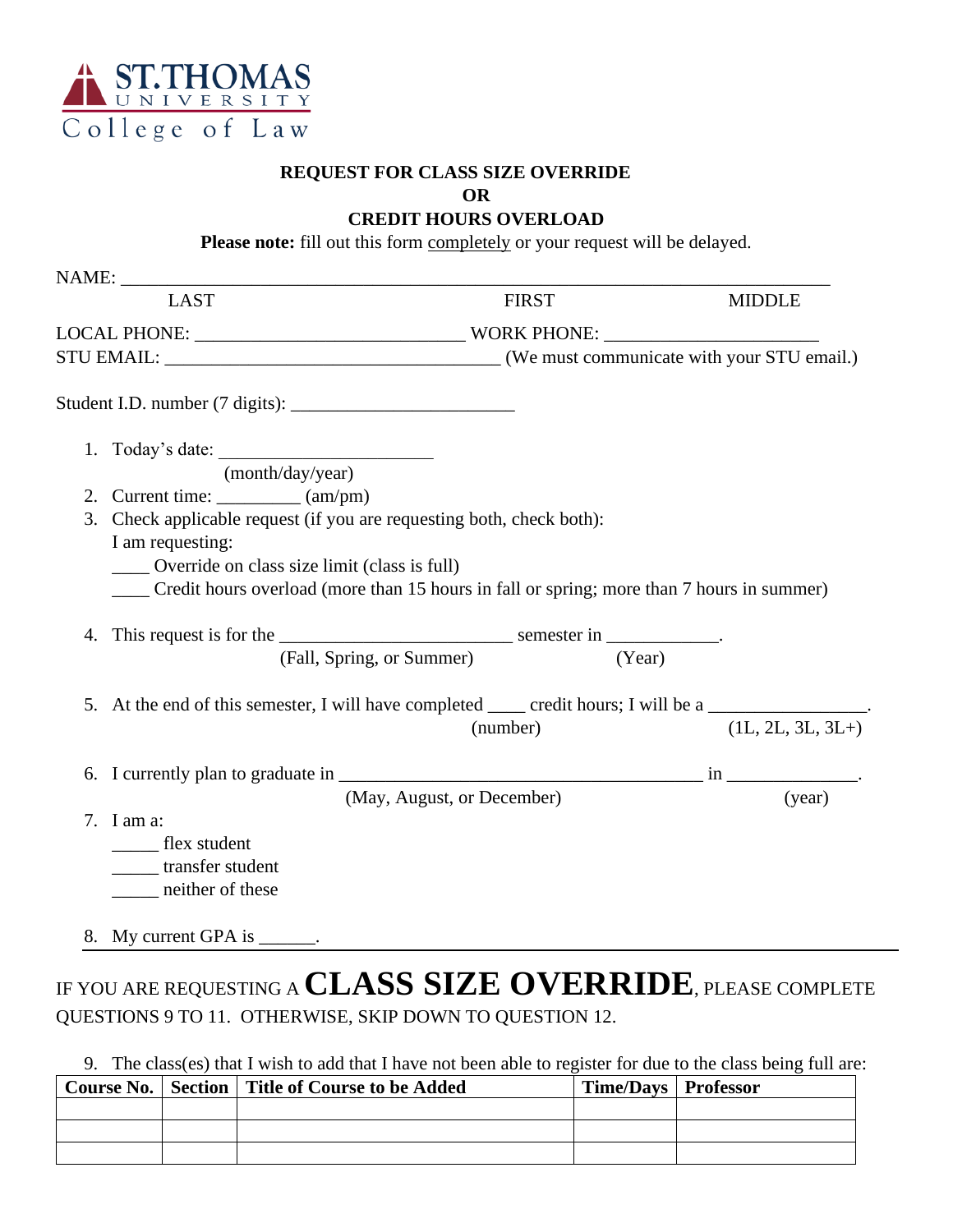ST. THOMAS UNIVERSITY
College of Law

**REQUEST FOR CLASS SIZE OVERRIDE**
**OR**
**CREDIT HOURS OVERLOAD**

**Please note:** fill out this form completely or your request will be delayed.

NAME: ______________________________________________________________________________
LAST FIRST MIDDLE

LOCAL PHONE: ____________________________ WORK PHONE: ______________________
STU EMAIL: ___________________________________ (We must communicate with your STU email.)

Student I.D. number (7 digits): ________________________

1. Today's date: ______________________
   (month/day/year)
2. Current time: _________ (am/pm)
3. Check applicable request (if you are requesting both, check both):
   I am requesting:
   ____ Override on class size limit (class is full)
   ____ Credit hours overload (more than 15 hours in fall or spring; more than 7 hours in summer)

4. This request is for the ________________________ semester in ___________.
   (Fall, Spring, or Summer) (Year)

5. At the end of this semester, I will have completed ____ credit hours; I will be a ________________.
   (number) (1L, 2L, 3L, 3L+)

6. I currently plan to graduate in _______________________________________ in ______________.
   (May, August, or December) (year)

7. I am a:
   _____ flex student
   _____ transfer student
   _____ neither of these

8. My current GPA is ______.

---

IF YOU ARE REQUESTING A **CLASS SIZE OVERRIDE**, PLEASE COMPLETE QUESTIONS 9 TO 11. OTHERWISE, SKIP DOWN TO QUESTION 12.

9. The class(es) that I wish to add that I have not been able to register for due to the class being full are:

| Course No. | Section | Title of Course to be Added | Time/Days | Professor |
|---|---|---|---|---|
| | | | | |
| | | | | |
| | | | | |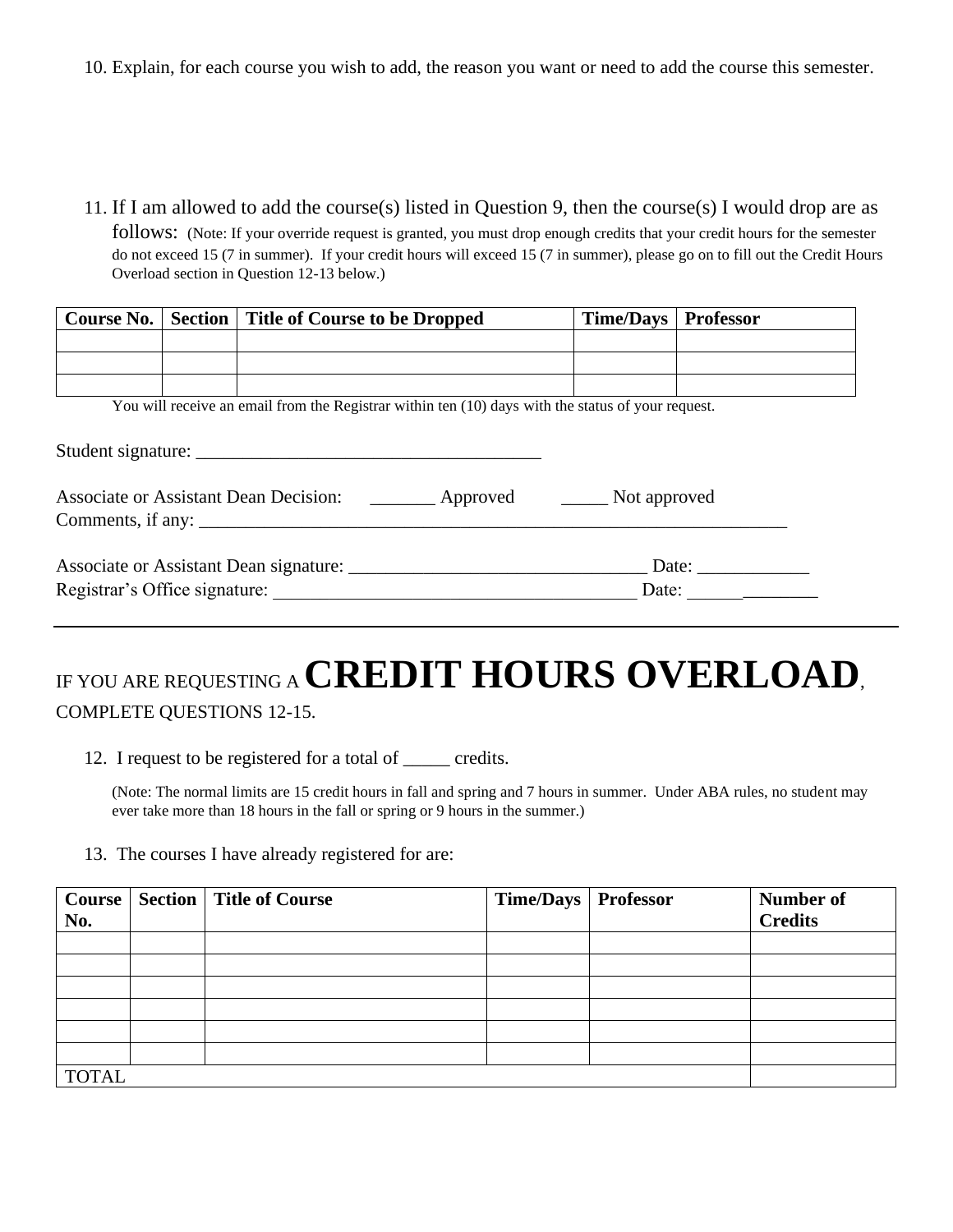10. Explain, for each course you wish to add, the reason you want or need to add the course this semester.

11. If I am allowed to add the course(s) listed in Question 9, then the course(s) I would drop are as follows: (Note: If your override request is granted, you must drop enough credits that your credit hours for the semester do not exceed 15 (7 in summer). If your credit hours will exceed 15 (7 in summer), please go on to fill out the Credit Hours Overload section in Question 12-13 below.)

| Course No. | Section | Title of Course to be Dropped | Time/Days | Professor |
|---|---|---|---|---|
| | | | | |
| | | | | |
| | | | | |

You will receive an email from the Registrar within ten (10) days with the status of your request.

Student signature: ____________________________________

Associate or Assistant Dean Decision: _______ Approved _____ Not approved

Comments, if any: _________________________________________________________________

Associate or Assistant Dean signature: _______________________________ Date: ____________

Registrar's Office signature: ______________________________________ Date: ______________

---

IF YOU ARE REQUESTING A **CREDIT HOURS OVERLOAD**, COMPLETE QUESTIONS 12-15.

12. I request to be registered for a total of _____ credits.

    (Note: The normal limits are 15 credit hours in fall and spring and 7 hours in summer. Under ABA rules, no student may ever take more than 18 hours in the fall or spring or 9 hours in the summer.)

13. The courses I have already registered for are:

| Course No. | Section | Title of Course | Time/Days | Professor | Number of Credits |
|---|---|---|---|---|---|
| | | | | | |
| | | | | | |
| | | | | | |
| | | | | | |
| | | | | | |
| | | | | | |
| TOTAL | | | | | |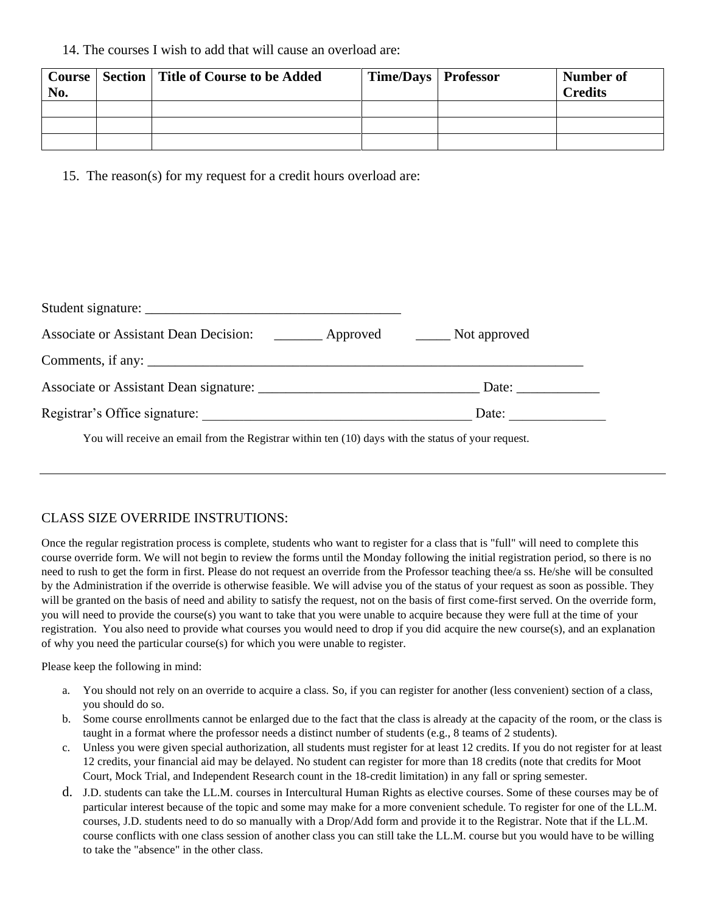14. The courses I wish to add that will cause an overload are:

| Course No. | Section | Title of Course to be Added | Time/Days | Professor | Number of Credits |
|---|---|---|---|---|---|
| | | | | | |
| | | | | | |
| | | | | | |

15. The reason(s) for my request for a credit hours overload are:

Student signature: ______________________________________

Associate or Assistant Dean Decision: _______ Approved _____ Not approved

Comments, if any: _________________________________________________________________

Associate or Assistant Dean signature: ________________________________ Date: ____________

Registrar's Office signature: ________________________________________ Date: ______________

You will receive an email from the Registrar within ten (10) days with the status of your request.

---

CLASS SIZE OVERRIDE INSTRUTIONS:

Once the regular registration process is complete, students who want to register for a class that is "full" will need to complete this course override form. We will not begin to review the forms until the Monday following the initial registration period, so there is no need to rush to get the form in first. Please do not request an override from the Professor teaching thee/a ss. He/she will be consulted by the Administration if the override is otherwise feasible. We will advise you of the status of your request as soon as possible. They will be granted on the basis of need and ability to satisfy the request, not on the basis of first come-first served. On the override form, you will need to provide the course(s) you want to take that you were unable to acquire because they were full at the time of your registration. You also need to provide what courses you would need to drop if you did acquire the new course(s), and an explanation of why you need the particular course(s) for which you were unable to register.

Please keep the following in mind:

a. You should not rely on an override to acquire a class. So, if you can register for another (less convenient) section of a class, you should do so.
b. Some course enrollments cannot be enlarged due to the fact that the class is already at the capacity of the room, or the class is taught in a format where the professor needs a distinct number of students (e.g., 8 teams of 2 students).
c. Unless you were given special authorization, all students must register for at least 12 credits. If you do not register for at least 12 credits, your financial aid may be delayed. No student can register for more than 18 credits (note that credits for Moot Court, Mock Trial, and Independent Research count in the 18-credit limitation) in any fall or spring semester.
d. J.D. students can take the LL.M. courses in Intercultural Human Rights as elective courses. Some of these courses may be of particular interest because of the topic and some may make for a more convenient schedule. To register for one of the LL.M. courses, J.D. students need to do so manually with a Drop/Add form and provide it to the Registrar. Note that if the LL.M. course conflicts with one class session of another class you can still take the LL.M. course but you would have to be willing to take the "absence" in the other class.